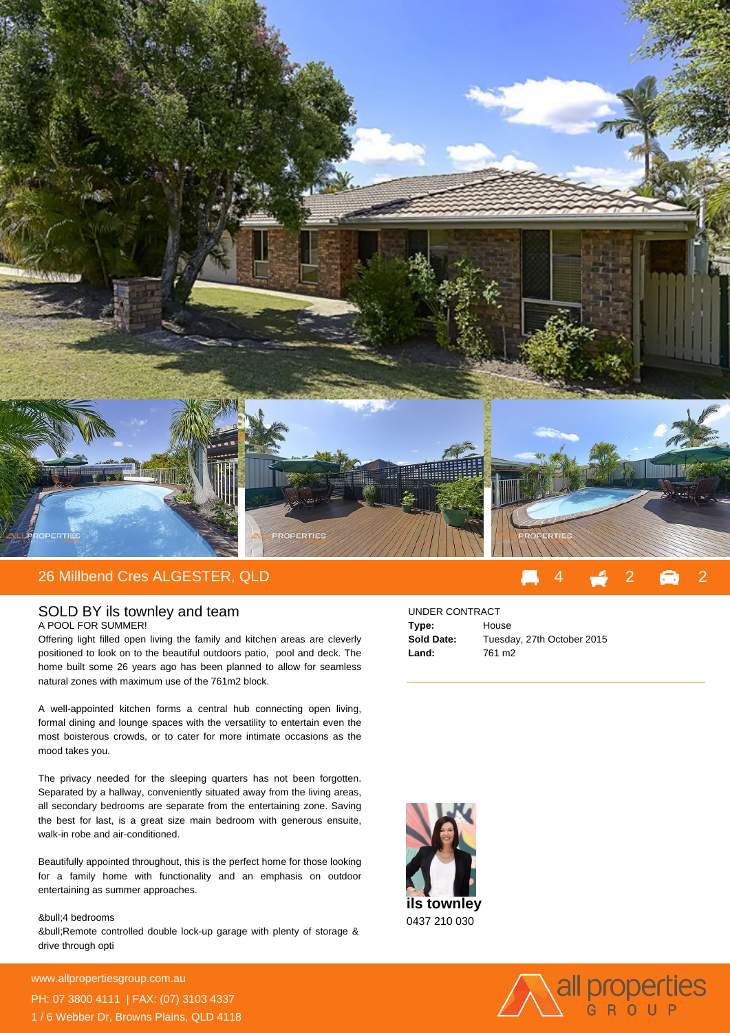# 26 Millbend Cres ALGESTER, QLD

4 bedrooms | 2 bathrooms | 2 car spaces

## SOLD BY ils townley and team

A POOL FOR SUMMER!

Offering light filled open living the family and kitchen areas are cleverly positioned to look on to the beautiful outdoors patio, pool and deck. The home built some 26 years ago has been planned to allow for seamless natural zones with maximum use of the 761m2 block.

A well-appointed kitchen forms a central hub connecting open living, formal dining and lounge spaces with the versatility to entertain even the most boisterous crowds, or to cater for more intimate occasions as the mood takes you.

The privacy needed for the sleeping quarters has not been forgotten. Separated by a hallway, conveniently situated away from the living areas, all secondary bedrooms are separate from the entertaining zone. Saving the best for last, is a great size main bedroom with generous ensuite, walk-in robe and air-conditioned.

Beautifully appointed throughout, this is the perfect home for those looking for a family home with functionality and an emphasis on outdoor entertaining as summer approaches.

&bull;4 bedrooms
&bull;Remote controlled double lock-up garage with plenty of storage & drive through opti

UNDER CONTRACT

| | |
|---|---|
| **Type:** | House |
| **Sold Date:** | Tuesday, 27th October 2015 |
| **Land:** | 761 m2 |

**ils townley**
0437 210 030

www.allpropertiesgroup.com.au
PH: 07 3800 4111 | FAX: (07) 3103 4337
1 / 6 Webber Dr, Browns Plains, QLD 4118

all properties GROUP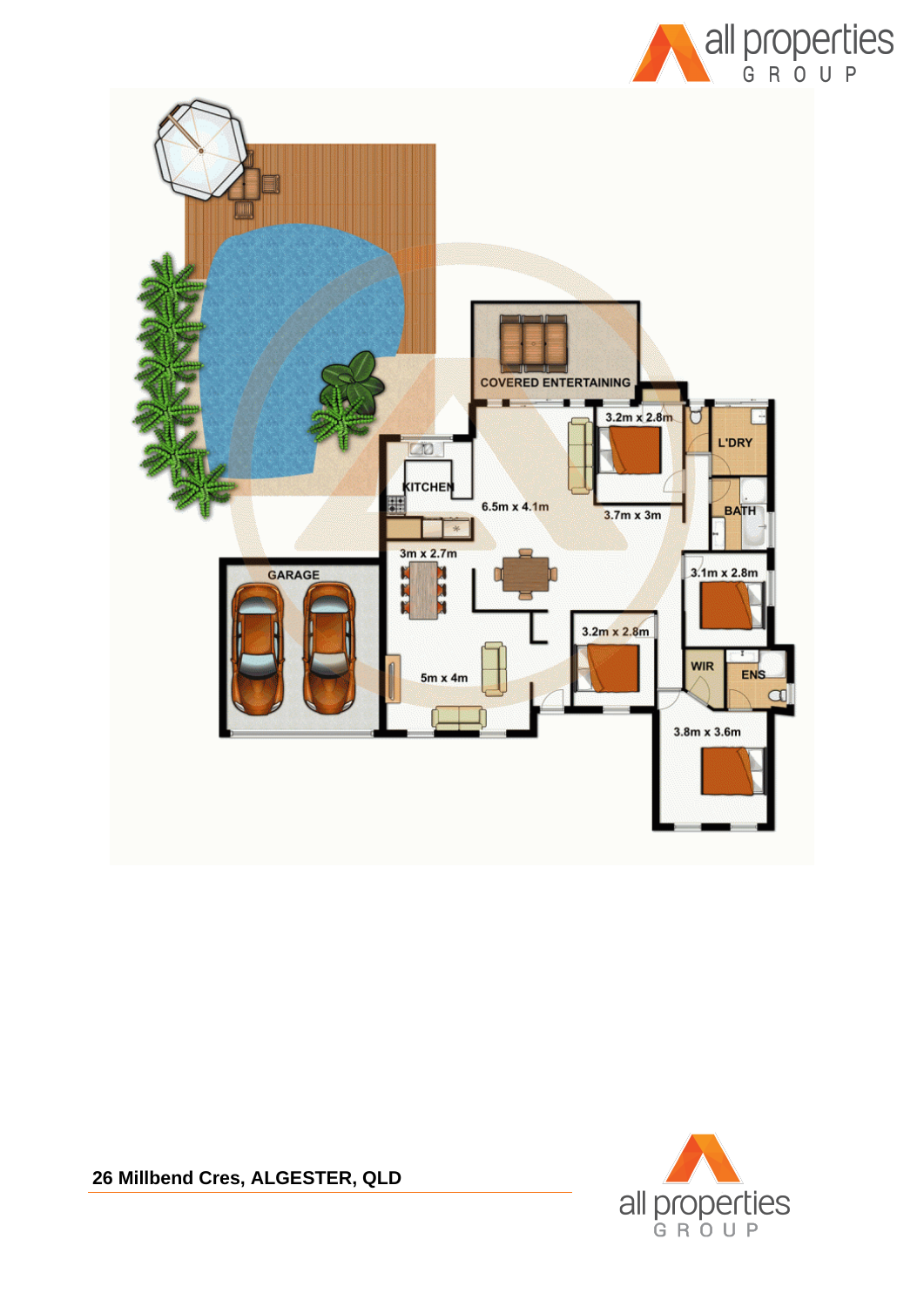COVERED ENTERTAINING

3.2m x 2.8m

L'DRY

KITCHEN

6.5m x 4.1m

3.7m x 3m

BATH

3m x 2.7m

GARAGE

3.1m x 2.8m

3.2m x 2.8m

WIR

ENS

5m x 4m

3.8m x 3.6m

**26 Millbend Cres, ALGESTER, QLD**